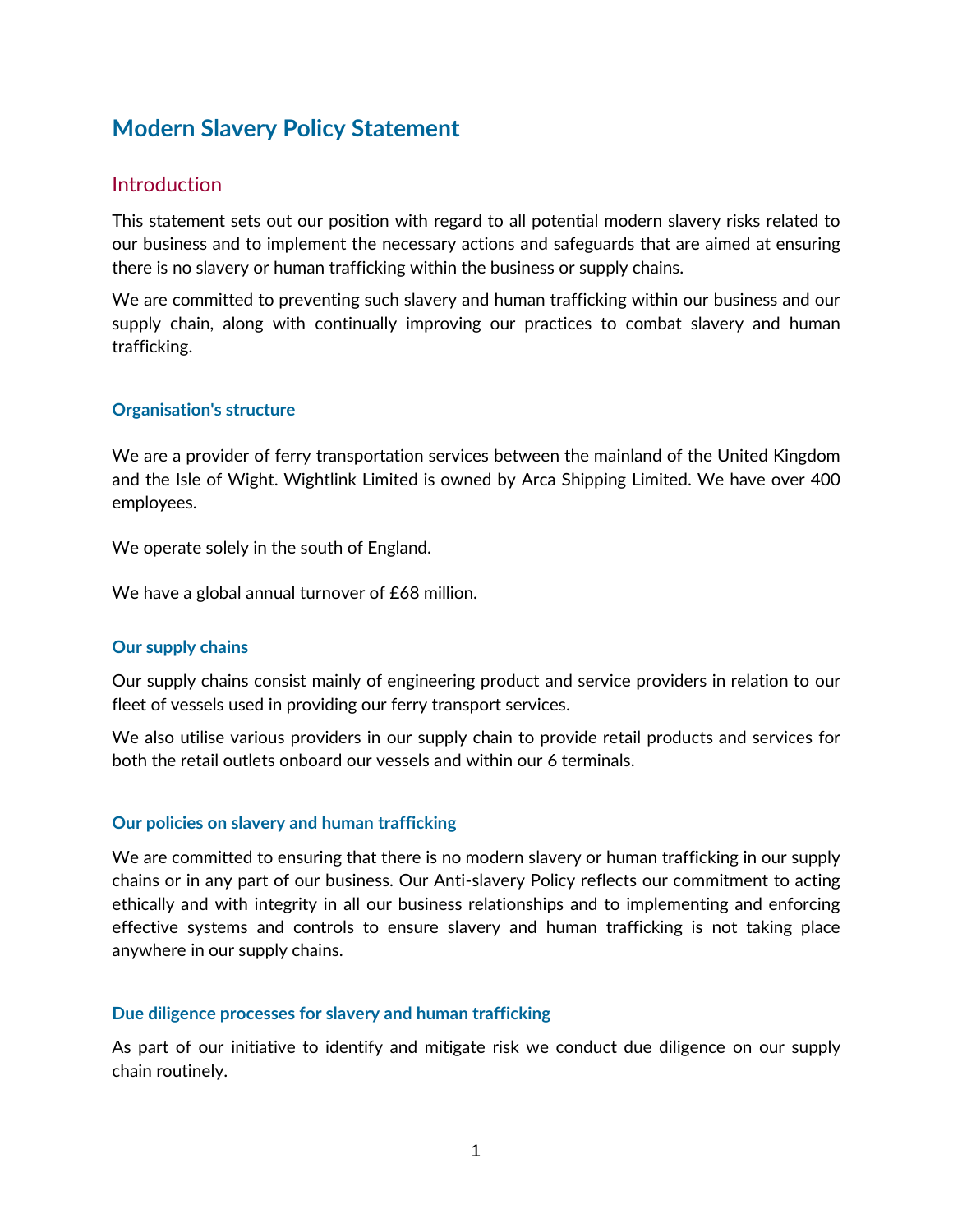# Modern Slavery Policy Statement

## Introduction

This statement sets out our position with regard to all potential modern slavery risks related to our business and to implement the necessary actions and safeguards that are aimed at ensuring there is no slavery or human trafficking within the business or supply chains.

We are committed to preventing such slavery and human trafficking within our business and our supply chain, along with continually improving our practices to combat slavery and human trafficking.

### Organisation's structure

We are a provider of ferry transportation services between the mainland of the United Kingdom and the Isle of Wight. Wightlink Limited is owned by Arca Shipping Limited. We have over 400 employees.

We operate solely in the south of England.

We have a global annual turnover of £68 million.

### Our supply chains

Our supply chains consist mainly of engineering product and service providers in relation to our fleet of vessels used in providing our ferry transport services.

We also utilise various providers in our supply chain to provide retail products and services for both the retail outlets onboard our vessels and within our 6 terminals.

### Our policies on slavery and human trafficking

We are committed to ensuring that there is no modern slavery or human trafficking in our supply chains or in any part of our business. Our Anti-slavery Policy reflects our commitment to acting ethically and with integrity in all our business relationships and to implementing and enforcing effective systems and controls to ensure slavery and human trafficking is not taking place anywhere in our supply chains.

### Due diligence processes for slavery and human trafficking

As part of our initiative to identify and mitigate risk we conduct due diligence on our supply chain routinely.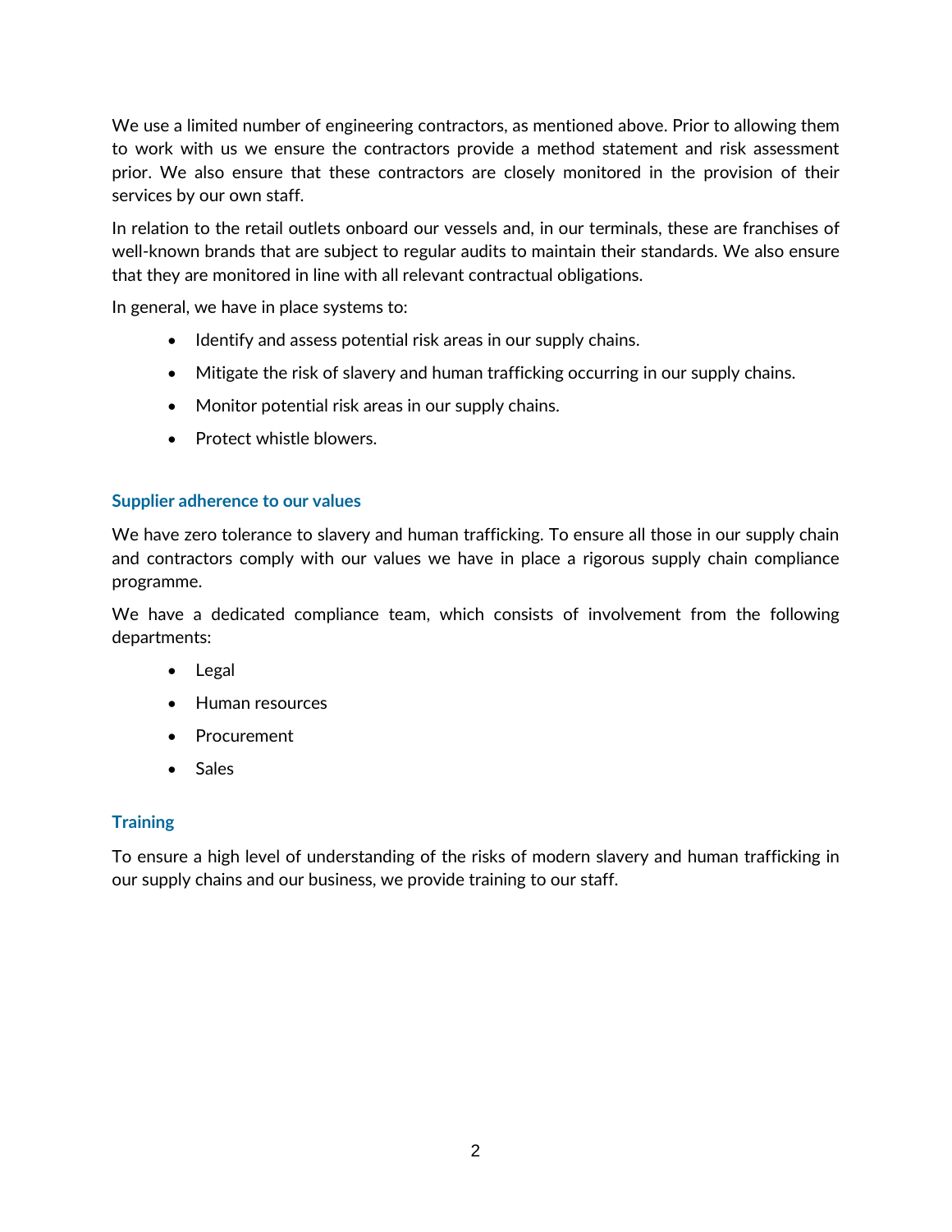We use a limited number of engineering contractors, as mentioned above. Prior to allowing them to work with us we ensure the contractors provide a method statement and risk assessment prior. We also ensure that these contractors are closely monitored in the provision of their services by our own staff.

In relation to the retail outlets onboard our vessels and, in our terminals, these are franchises of well-known brands that are subject to regular audits to maintain their standards. We also ensure that they are monitored in line with all relevant contractual obligations.

In general, we have in place systems to:

- Identify and assess potential risk areas in our supply chains.
- Mitigate the risk of slavery and human trafficking occurring in our supply chains.
- Monitor potential risk areas in our supply chains.
- Protect whistle blowers.

### Supplier adherence to our values

We have zero tolerance to slavery and human trafficking. To ensure all those in our supply chain and contractors comply with our values we have in place a rigorous supply chain compliance programme.

We have a dedicated compliance team, which consists of involvement from the following departments:

- Legal
- Human resources
- Procurement
- Sales

### Training

To ensure a high level of understanding of the risks of modern slavery and human trafficking in our supply chains and our business, we provide training to our staff.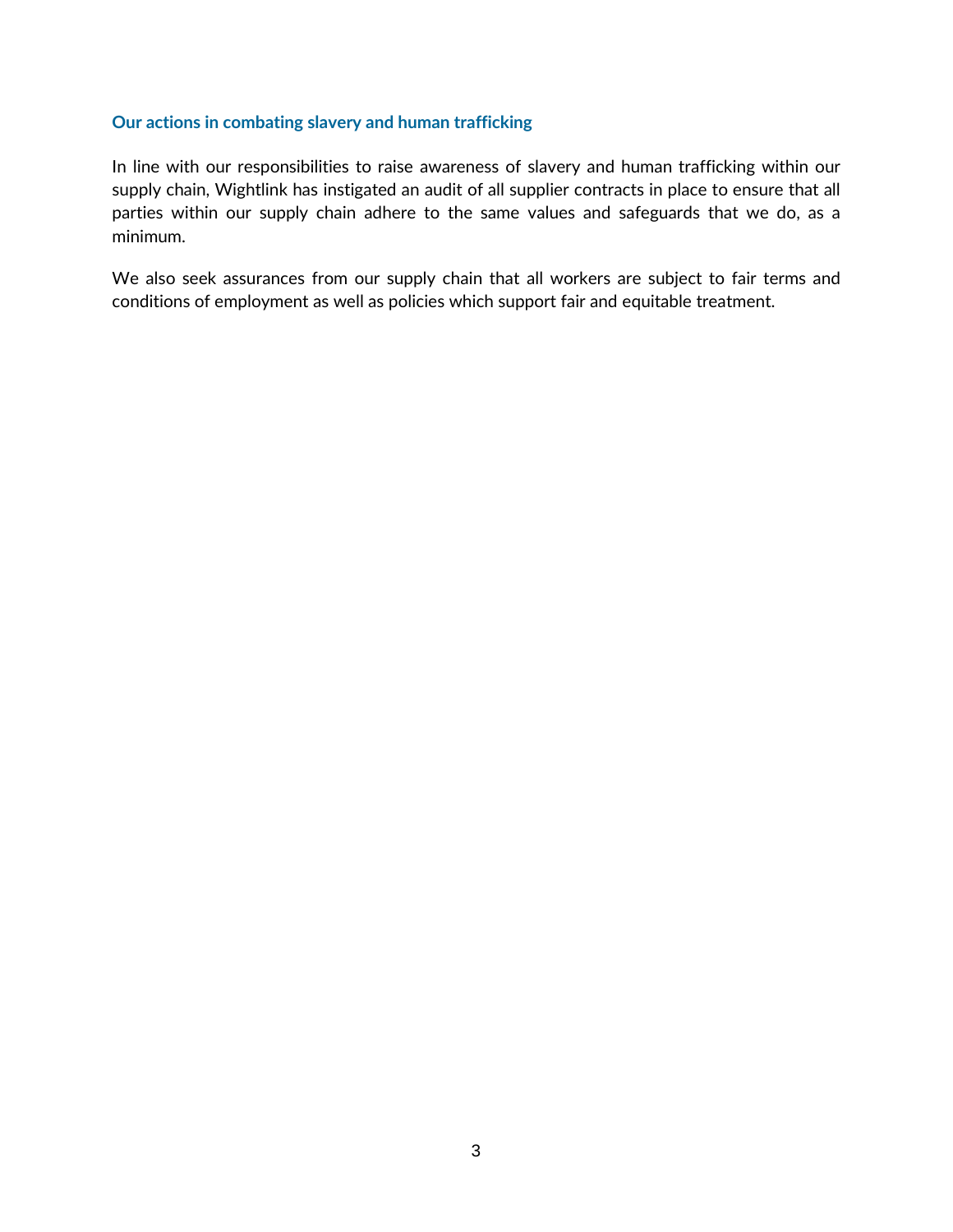### Our actions in combating slavery and human trafficking

In line with our responsibilities to raise awareness of slavery and human trafficking within our supply chain, Wightlink has instigated an audit of all supplier contracts in place to ensure that all parties within our supply chain adhere to the same values and safeguards that we do, as a minimum.

We also seek assurances from our supply chain that all workers are subject to fair terms and conditions of employment as well as policies which support fair and equitable treatment.